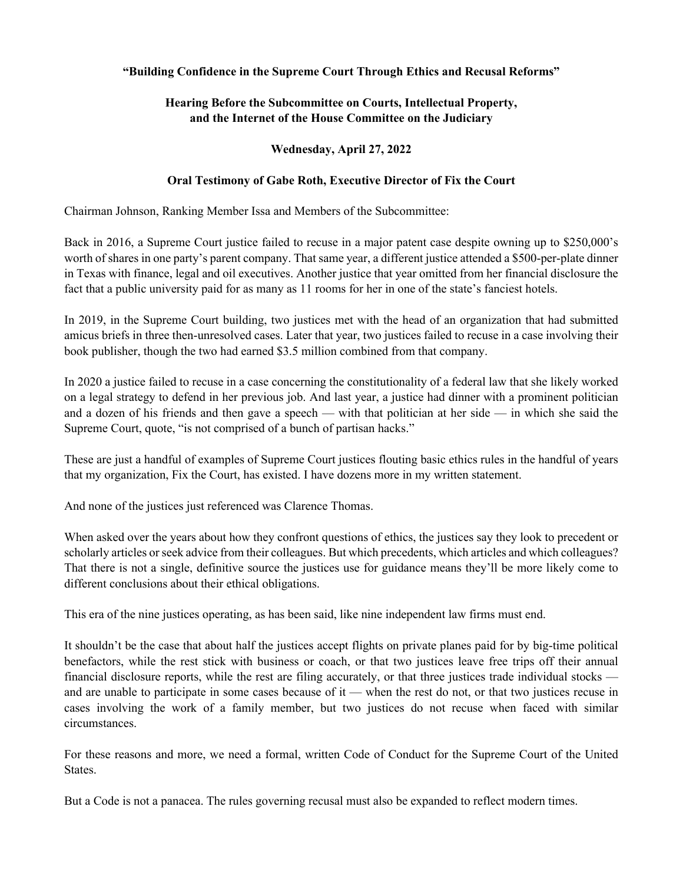**“Building Confidence in the Supreme Court Through Ethics and Recusal Reforms”**

**Hearing Before the Subcommittee on Courts, Intellectual Property, and the Internet of the House Committee on the Judiciary**

**Wednesday, April 27, 2022**

**Oral Testimony of Gabe Roth, Executive Director of Fix the Court**

Chairman Johnson, Ranking Member Issa and Members of the Subcommittee:

Back in 2016, a Supreme Court justice failed to recuse in a major patent case despite owning up to $250,000’s worth of shares in one party’s parent company. That same year, a different justice attended a $500-per-plate dinner in Texas with finance, legal and oil executives. Another justice that year omitted from her financial disclosure the fact that a public university paid for as many as 11 rooms for her in one of the state’s fanciest hotels.

In 2019, in the Supreme Court building, two justices met with the head of an organization that had submitted amicus briefs in three then-unresolved cases. Later that year, two justices failed to recuse in a case involving their book publisher, though the two had earned $3.5 million combined from that company.

In 2020 a justice failed to recuse in a case concerning the constitutionality of a federal law that she likely worked on a legal strategy to defend in her previous job. And last year, a justice had dinner with a prominent politician and a dozen of his friends and then gave a speech — with that politician at her side — in which she said the Supreme Court, quote, “is not comprised of a bunch of partisan hacks.”

These are just a handful of examples of Supreme Court justices flouting basic ethics rules in the handful of years that my organization, Fix the Court, has existed. I have dozens more in my written statement.

And none of the justices just referenced was Clarence Thomas.

When asked over the years about how they confront questions of ethics, the justices say they look to precedent or scholarly articles or seek advice from their colleagues. But which precedents, which articles and which colleagues? That there is not a single, definitive source the justices use for guidance means they’ll be more likely come to different conclusions about their ethical obligations.

This era of the nine justices operating, as has been said, like nine independent law firms must end.

It shouldn’t be the case that about half the justices accept flights on private planes paid for by big-time political benefactors, while the rest stick with business or coach, or that two justices leave free trips off their annual financial disclosure reports, while the rest are filing accurately, or that three justices trade individual stocks — and are unable to participate in some cases because of it — when the rest do not, or that two justices recuse in cases involving the work of a family member, but two justices do not recuse when faced with similar circumstances.

For these reasons and more, we need a formal, written Code of Conduct for the Supreme Court of the United States.

But a Code is not a panacea. The rules governing recusal must also be expanded to reflect modern times.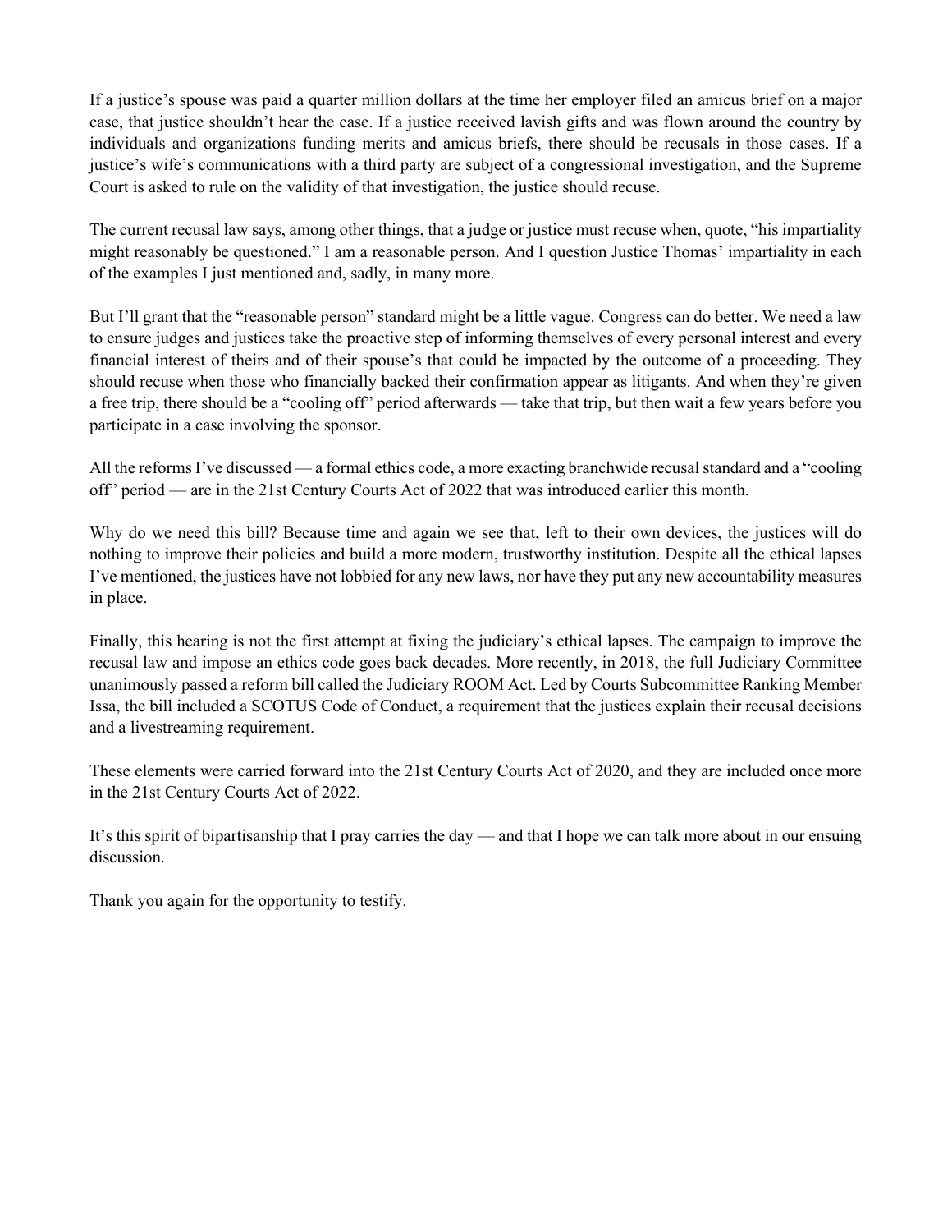If a justice's spouse was paid a quarter million dollars at the time her employer filed an amicus brief on a major case, that justice shouldn't hear the case. If a justice received lavish gifts and was flown around the country by individuals and organizations funding merits and amicus briefs, there should be recusals in those cases. If a justice's wife's communications with a third party are subject of a congressional investigation, and the Supreme Court is asked to rule on the validity of that investigation, the justice should recuse.

The current recusal law says, among other things, that a judge or justice must recuse when, quote, "his impartiality might reasonably be questioned." I am a reasonable person. And I question Justice Thomas' impartiality in each of the examples I just mentioned and, sadly, in many more.

But I'll grant that the "reasonable person" standard might be a little vague. Congress can do better. We need a law to ensure judges and justices take the proactive step of informing themselves of every personal interest and every financial interest of theirs and of their spouse's that could be impacted by the outcome of a proceeding. They should recuse when those who financially backed their confirmation appear as litigants. And when they're given a free trip, there should be a "cooling off" period afterwards — take that trip, but then wait a few years before you participate in a case involving the sponsor.

All the reforms I've discussed — a formal ethics code, a more exacting branchwide recusal standard and a "cooling off" period — are in the 21st Century Courts Act of 2022 that was introduced earlier this month.

Why do we need this bill? Because time and again we see that, left to their own devices, the justices will do nothing to improve their policies and build a more modern, trustworthy institution. Despite all the ethical lapses I've mentioned, the justices have not lobbied for any new laws, nor have they put any new accountability measures in place.

Finally, this hearing is not the first attempt at fixing the judiciary's ethical lapses. The campaign to improve the recusal law and impose an ethics code goes back decades. More recently, in 2018, the full Judiciary Committee unanimously passed a reform bill called the Judiciary ROOM Act. Led by Courts Subcommittee Ranking Member Issa, the bill included a SCOTUS Code of Conduct, a requirement that the justices explain their recusal decisions and a livestreaming requirement.

These elements were carried forward into the 21st Century Courts Act of 2020, and they are included once more in the 21st Century Courts Act of 2022.

It's this spirit of bipartisanship that I pray carries the day — and that I hope we can talk more about in our ensuing discussion.

Thank you again for the opportunity to testify.